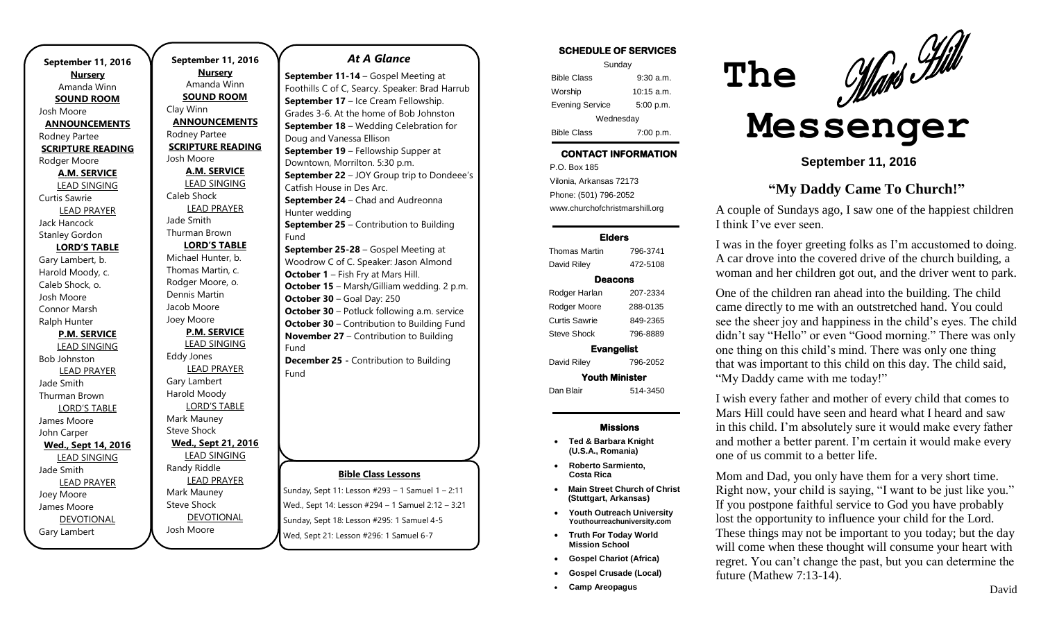**September 11, 2016**

**Nursery**
Amanda Winn

**SOUND ROOM**
Josh Moore

**ANNOUNCEMENTS**
Rodney Partee

**SCRIPTURE READING**
Rodger Moore

**A.M. SERVICE**

LEAD SINGING
Curtis Sawrie

LEAD PRAYER
Jack Hancock
Stanley Gordon

**LORD'S TABLE**
Gary Lambert, b.
Harold Moody, c.
Caleb Shock, o.
Josh Moore
Connor Marsh
Ralph Hunter

**P.M. SERVICE**

LEAD SINGING
Bob Johnston

LEAD PRAYER
Jade Smith
Thurman Brown

LORD'S TABLE
James Moore
John Carper

**Wed., Sept 14, 2016**

LEAD SINGING
Jade Smith

LEAD PRAYER
Joey Moore
James Moore

DEVOTIONAL
Gary Lambert

---

**September 11, 2016**

**Nursery**
Amanda Winn

**SOUND ROOM**
Clay Winn

**ANNOUNCEMENTS**
Rodney Partee

**SCRIPTURE READING**
Josh Moore

**A.M. SERVICE**

LEAD SINGING
Caleb Shock

LEAD PRAYER
Jade Smith
Thurman Brown

**LORD'S TABLE**
Michael Hunter, b.
Thomas Martin, c.
Rodger Moore, o.
Dennis Martin
Jacob Moore
Joey Moore

**P.M. SERVICE**

LEAD SINGING
Eddy Jones

LEAD PRAYER
Gary Lambert
Harold Moody

LORD'S TABLE
Mark Mauney
Steve Shock

**Wed., Sept 21, 2016**

LEAD SINGING
Randy Riddle

LEAD PRAYER
Mark Mauney
Steve Shock

DEVOTIONAL
Josh Moore

---

## *At A Glance*

**September 11-14** – Gospel Meeting at Foothills C of C, Searcy. Speaker: Brad Harrub
**September 17** – Ice Cream Fellowship. Grades 3-6. At the home of Bob Johnston
**September 18** – Wedding Celebration for Doug and Vanessa Ellison
**September 19** – Fellowship Supper at Downtown, Morrilton. 5:30 p.m.
**September 22** – JOY Group trip to Dondeee's Catfish House in Des Arc.
**September 24** – Chad and Audreonna Hunter wedding
**September 25** – Contribution to Building Fund
**September 25-28** – Gospel Meeting at Woodrow C of C. Speaker: Jason Almond
**October 1** – Fish Fry at Mars Hill.
**October 15** – Marsh/Gilliam wedding. 2 p.m.
**October 30** – Goal Day: 250
**October 30** – Potluck following a.m. service
**October 30** – Contribution to Building Fund
**November 27** – Contribution to Building Fund
**December 25 -** Contribution to Building Fund

**Bible Class Lessons**

Sunday, Sept 11: Lesson #293 – 1 Samuel 1 – 2:11
Wed., Sept 14: Lesson #294 – 1 Samuel 2:12 – 3:21
Sunday, Sept 18: Lesson #295: 1 Samuel 4-5
Wed, Sept 21: Lesson #296: 1 Samuel 6-7

---

**SCHEDULE OF SERVICES**

| Sunday | |
|---|---|
| Bible Class | 9:30 a.m. |
| Worship | 10:15 a.m. |
| Evening Service | 5:00 p.m. |
| Wednesday | |
| Bible Class | 7:00 p.m. |

**CONTACT INFORMATION**

P.O. Box 185
Vilonia, Arkansas 72173
Phone: (501) 796-2052
www.churchofchristmarshill.org

**Elders**

| | |
|---|---|
| Thomas Martin | 796-3741 |
| David Riley | 472-5108 |

**Deacons**

| | |
|---|---|
| Rodger Harlan | 207-2334 |
| Rodger Moore | 288-0135 |
| Curtis Sawrie | 849-2365 |
| Steve Shock | 796-8889 |

**Evangelist**

| | |
|---|---|
| David Riley | 796-2052 |

**Youth Minister**

| | |
|---|---|
| Dan Blair | 514-3450 |

**Missions**

- **Ted & Barbara Knight (U.S.A., Romania)**
- **Roberto Sarmiento, Costa Rica**
- **Main Street Church of Christ (Stuttgart, Arkansas)**
- **Youth Outreach University Youthourreachuniversity.com**
- **Truth For Today World Mission School**
- **Gospel Chariot (Africa)**
- **Gospel Crusade (Local)**
- **Camp Areopagus**

---

# The Mars Hill Messenger

**September 11, 2016**

## "My Daddy Came To Church!"

A couple of Sundays ago, I saw one of the happiest children I think I've ever seen.

I was in the foyer greeting folks as I'm accustomed to doing. A car drove into the covered drive of the church building, a woman and her children got out, and the driver went to park.

One of the children ran ahead into the building. The child came directly to me with an outstretched hand. You could see the sheer joy and happiness in the child's eyes. The child didn't say "Hello" or even "Good morning." There was only one thing on this child's mind. There was only one thing that was important to this child on this day. The child said, "My Daddy came with me today!"

I wish every father and mother of every child that comes to Mars Hill could have seen and heard what I heard and saw in this child. I'm absolutely sure it would make every father and mother a better parent. I'm certain it would make every one of us commit to a better life.

Mom and Dad, you only have them for a very short time. Right now, your child is saying, "I want to be just like you." If you postpone faithful service to God you have probably lost the opportunity to influence your child for the Lord. These things may not be important to you today; but the day will come when these thought will consume your heart with regret. You can't change the past, but you can determine the future (Mathew 7:13-14).

David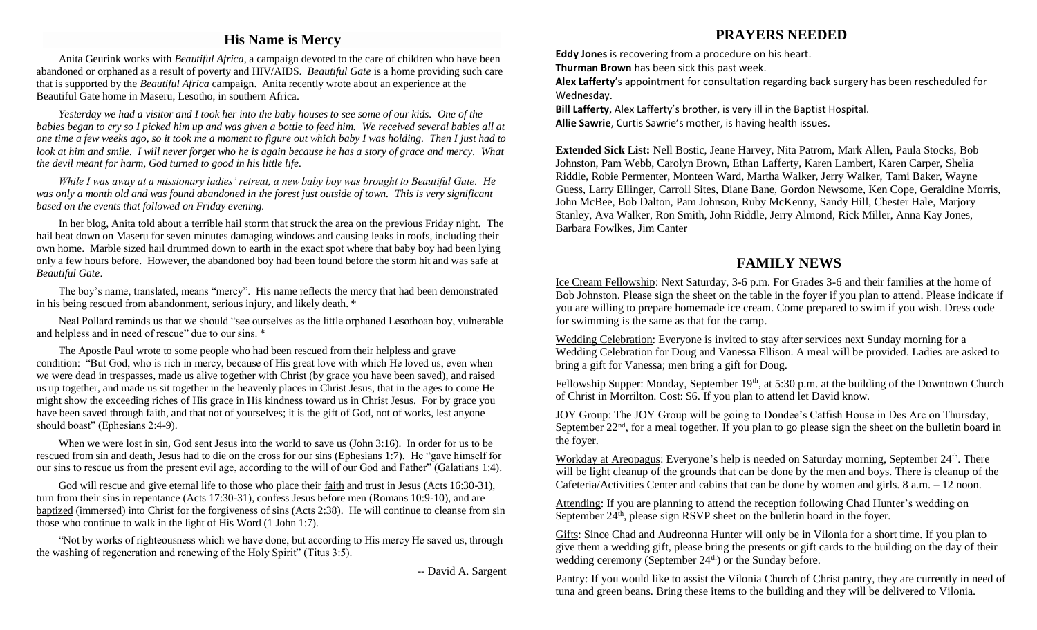## His Name is Mercy

Anita Geurink works with *Beautiful Africa*, a campaign devoted to the care of children who have been abandoned or orphaned as a result of poverty and HIV/AIDS. *Beautiful Gate* is a home providing such care that is supported by the *Beautiful Africa* campaign. Anita recently wrote about an experience at the Beautiful Gate home in Maseru, Lesotho, in southern Africa.

*Yesterday we had a visitor and I took her into the baby houses to see some of our kids. One of the babies began to cry so I picked him up and was given a bottle to feed him. We received several babies all at one time a few weeks ago, so it took me a moment to figure out which baby I was holding. Then I just had to look at him and smile. I will never forget who he is again because he has a story of grace and mercy. What the devil meant for harm, God turned to good in his little life.*

*While I was away at a missionary ladies' retreat, a new baby boy was brought to Beautiful Gate. He was only a month old and was found abandoned in the forest just outside of town. This is very significant based on the events that followed on Friday evening.*

In her blog, Anita told about a terrible hail storm that struck the area on the previous Friday night. The hail beat down on Maseru for seven minutes damaging windows and causing leaks in roofs, including their own home. Marble sized hail drummed down to earth in the exact spot where that baby boy had been lying only a few hours before. However, the abandoned boy had been found before the storm hit and was safe at *Beautiful Gate*.

The boy's name, translated, means "mercy". His name reflects the mercy that had been demonstrated in his being rescued from abandonment, serious injury, and likely death. *

Neal Pollard reminds us that we should "see ourselves as the little orphaned Lesothoan boy, vulnerable and helpless and in need of rescue" due to our sins. *

The Apostle Paul wrote to some people who had been rescued from their helpless and grave condition: "But God, who is rich in mercy, because of His great love with which He loved us, even when we were dead in trespasses, made us alive together with Christ (by grace you have been saved), and raised us up together, and made us sit together in the heavenly places in Christ Jesus, that in the ages to come He might show the exceeding riches of His grace in His kindness toward us in Christ Jesus. For by grace you have been saved through faith, and that not of yourselves; it is the gift of God, not of works, lest anyone should boast" (Ephesians 2:4-9).

When we were lost in sin, God sent Jesus into the world to save us (John 3:16). In order for us to be rescued from sin and death, Jesus had to die on the cross for our sins (Ephesians 1:7). He "gave himself for our sins to rescue us from the present evil age, according to the will of our God and Father" (Galatians 1:4).

God will rescue and give eternal life to those who place their faith and trust in Jesus (Acts 16:30-31), turn from their sins in repentance (Acts 17:30-31), confess Jesus before men (Romans 10:9-10), and are baptized (immersed) into Christ for the forgiveness of sins (Acts 2:38). He will continue to cleanse from sin those who continue to walk in the light of His Word (1 John 1:7).

"Not by works of righteousness which we have done, but according to His mercy He saved us, through the washing of regeneration and renewing of the Holy Spirit" (Titus 3:5).

-- David A. Sargent

## PRAYERS NEEDED

**Eddy Jones** is recovering from a procedure on his heart.
**Thurman Brown** has been sick this past week.
**Alex Lafferty**'s appointment for consultation regarding back surgery has been rescheduled for Wednesday.
**Bill Lafferty**, Alex Lafferty's brother, is very ill in the Baptist Hospital.
**Allie Sawrie**, Curtis Sawrie's mother, is having health issues.

**Extended Sick List:** Nell Bostic, Jeane Harvey, Nita Patrom, Mark Allen, Paula Stocks, Bob Johnston, Pam Webb, Carolyn Brown, Ethan Lafferty, Karen Lambert, Karen Carper, Shelia Riddle, Robie Permenter, Monteen Ward, Martha Walker, Jerry Walker, Tami Baker, Wayne Guess, Larry Ellinger, Carroll Sites, Diane Bane, Gordon Newsome, Ken Cope, Geraldine Morris, John McBee, Bob Dalton, Pam Johnson, Ruby McKenny, Sandy Hill, Chester Hale, Marjory Stanley, Ava Walker, Ron Smith, John Riddle, Jerry Almond, Rick Miller, Anna Kay Jones, Barbara Fowlkes, Jim Canter

## FAMILY NEWS

Ice Cream Fellowship: Next Saturday, 3-6 p.m. For Grades 3-6 and their families at the home of Bob Johnston. Please sign the sheet on the table in the foyer if you plan to attend. Please indicate if you are willing to prepare homemade ice cream. Come prepared to swim if you wish. Dress code for swimming is the same as that for the camp.

Wedding Celebration: Everyone is invited to stay after services next Sunday morning for a Wedding Celebration for Doug and Vanessa Ellison. A meal will be provided. Ladies are asked to bring a gift for Vanessa; men bring a gift for Doug.

Fellowship Supper: Monday, September 19th, at 5:30 p.m. at the building of the Downtown Church of Christ in Morrilton. Cost: $6. If you plan to attend let David know.

JOY Group: The JOY Group will be going to Dondee's Catfish House in Des Arc on Thursday, September 22nd, for a meal together. If you plan to go please sign the sheet on the bulletin board in the foyer.

Workday at Areopagus: Everyone's help is needed on Saturday morning, September 24th. There will be light cleanup of the grounds that can be done by the men and boys. There is cleanup of the Cafeteria/Activities Center and cabins that can be done by women and girls. 8 a.m. – 12 noon.

Attending: If you are planning to attend the reception following Chad Hunter's wedding on September 24th, please sign RSVP sheet on the bulletin board in the foyer.

Gifts: Since Chad and Audreonna Hunter will only be in Vilonia for a short time. If you plan to give them a wedding gift, please bring the presents or gift cards to the building on the day of their wedding ceremony (September 24th) or the Sunday before.

Pantry: If you would like to assist the Vilonia Church of Christ pantry, they are currently in need of tuna and green beans. Bring these items to the building and they will be delivered to Vilonia.